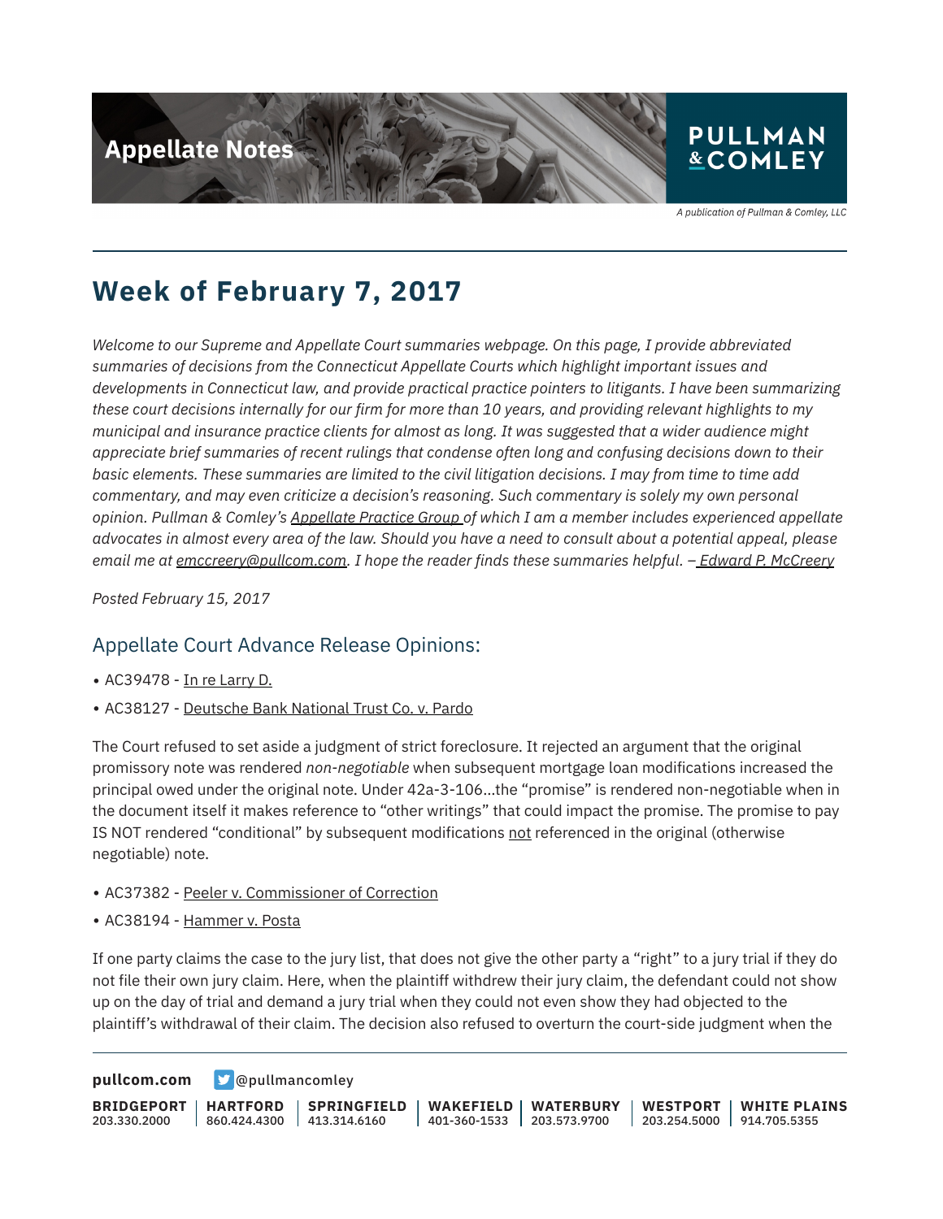Appellate Notes

PULLMAN & COMLEY

*A publication of Pullman & Comley, LLC*

# Week of February 7, 2017

*Welcome to our Supreme and Appellate Court summaries webpage. On this page, I provide abbreviated summaries of decisions from the Connecticut Appellate Courts which highlight important issues and developments in Connecticut law, and provide practical practice pointers to litigants. I have been summarizing these court decisions internally for our firm for more than 10 years, and providing relevant highlights to my municipal and insurance practice clients for almost as long. It was suggested that a wider audience might appreciate brief summaries of recent rulings that condense often long and confusing decisions down to their basic elements. These summaries are limited to the civil litigation decisions. I may from time to time add commentary, and may even criticize a decision's reasoning. Such commentary is solely my own personal opinion. Pullman & Comley's Appellate Practice Group of which I am a member includes experienced appellate advocates in almost every area of the law. Should you have a need to consult about a potential appeal, please email me at emccreery@pullcom.com. I hope the reader finds these summaries helpful. – Edward P. McCreery*

*Posted February 15, 2017*

## Appellate Court Advance Release Opinions:

- AC39478 - In re Larry D.
- AC38127 - Deutsche Bank National Trust Co. v. Pardo

The Court refused to set aside a judgment of strict foreclosure. It rejected an argument that the original promissory note was rendered *non-negotiable* when subsequent mortgage loan modifications increased the principal owed under the original note. Under 42a-3-106…the "promise" is rendered non-negotiable when in the document itself it makes reference to "other writings" that could impact the promise. The promise to pay IS NOT rendered "conditional" by subsequent modifications not referenced in the original (otherwise negotiable) note.

- AC37382 - Peeler v. Commissioner of Correction
- AC38194 - Hammer v. Posta

If one party claims the case to the jury list, that does not give the other party a "right" to a jury trial if they do not file their own jury claim. Here, when the plaintiff withdrew their jury claim, the defendant could not show up on the day of trial and demand a jury trial when they could not even show they had objected to the plaintiff's withdrawal of their claim. The decision also refused to overturn the court-side judgment when the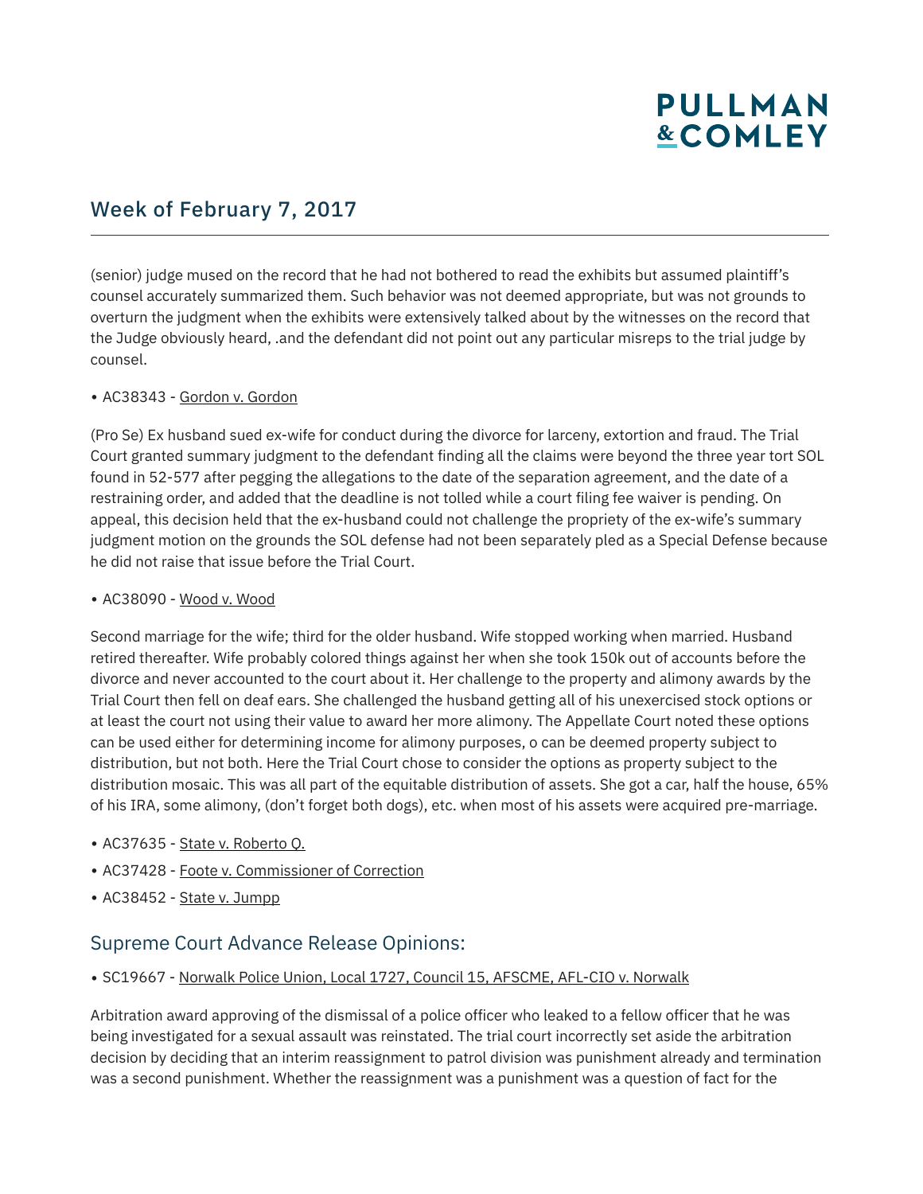(senior) judge mused on the record that he had not bothered to read the exhibits but assumed plaintiff's counsel accurately summarized them. Such behavior was not deemed appropriate, but was not grounds to overturn the judgment when the exhibits were extensively talked about by the witnesses on the record that the Judge obviously heard, .and the defendant did not point out any particular misreps to the trial judge by counsel.

- AC38343 - Gordon v. Gordon

(Pro Se) Ex husband sued ex-wife for conduct during the divorce for larceny, extortion and fraud. The Trial Court granted summary judgment to the defendant finding all the claims were beyond the three year tort SOL found in 52-577 after pegging the allegations to the date of the separation agreement, and the date of a restraining order, and added that the deadline is not tolled while a court filing fee waiver is pending. On appeal, this decision held that the ex-husband could not challenge the propriety of the ex-wife's summary judgment motion on the grounds the SOL defense had not been separately pled as a Special Defense because he did not raise that issue before the Trial Court.

- AC38090 - Wood v. Wood

Second marriage for the wife; third for the older husband. Wife stopped working when married. Husband retired thereafter. Wife probably colored things against her when she took 150k out of accounts before the divorce and never accounted to the court about it. Her challenge to the property and alimony awards by the Trial Court then fell on deaf ears. She challenged the husband getting all of his unexercised stock options or at least the court not using their value to award her more alimony. The Appellate Court noted these options can be used either for determining income for alimony purposes, o can be deemed property subject to distribution, but not both. Here the Trial Court chose to consider the options as property subject to the distribution mosaic. This was all part of the equitable distribution of assets. She got a car, half the house, 65% of his IRA, some alimony, (don't forget both dogs), etc. when most of his assets were acquired pre-marriage.

- AC37635 - State v. Roberto Q.
- AC37428 - Foote v. Commissioner of Correction
- AC38452 - State v. Jumpp

## Supreme Court Advance Release Opinions:

- SC19667 - Norwalk Police Union, Local 1727, Council 15, AFSCME, AFL-CIO v. Norwalk

Arbitration award approving of the dismissal of a police officer who leaked to a fellow officer that he was being investigated for a sexual assault was reinstated. The trial court incorrectly set aside the arbitration decision by deciding that an interim reassignment to patrol division was punishment already and termination was a second punishment. Whether the reassignment was a punishment was a question of fact for the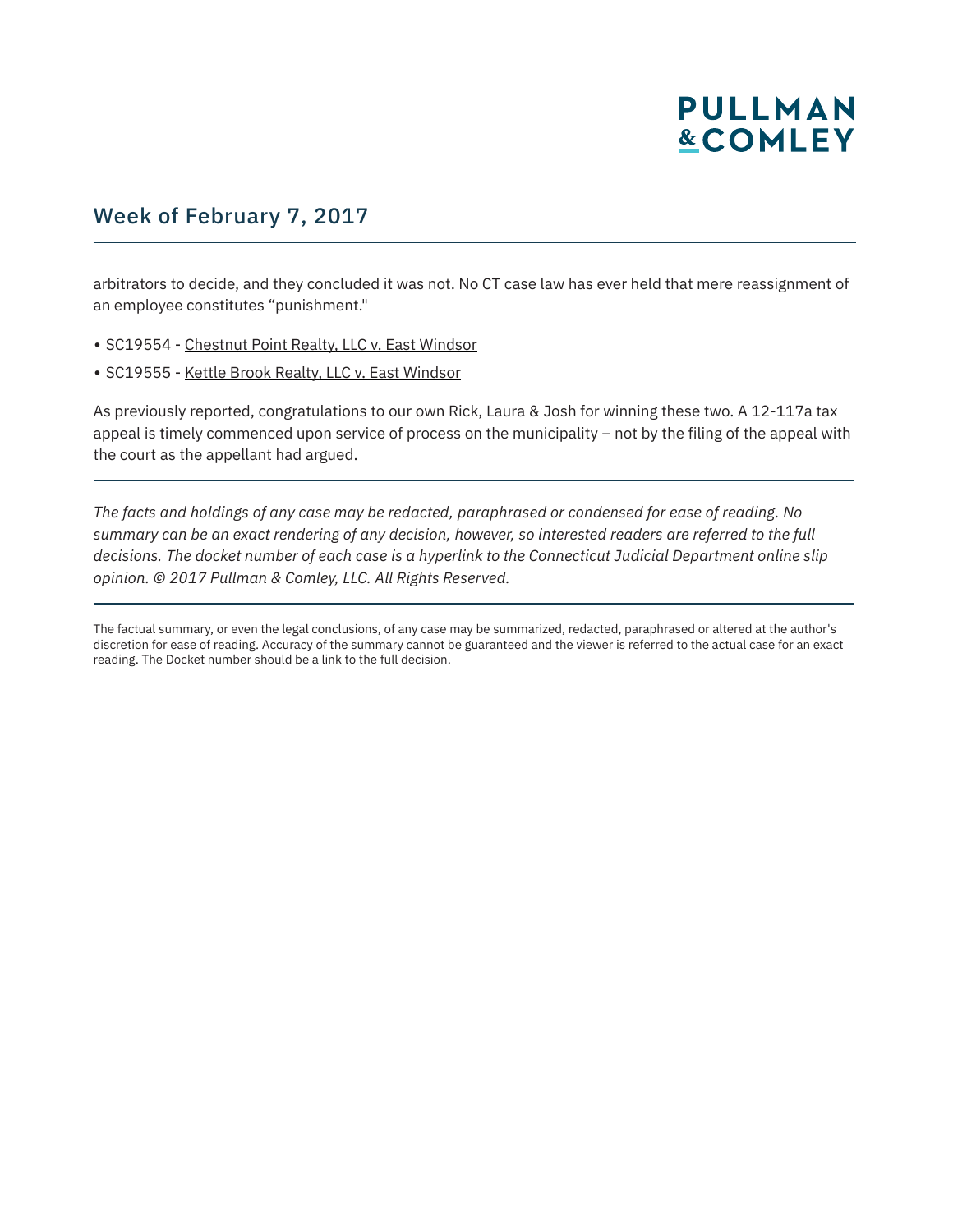## Week of February 7, 2017

arbitrators to decide, and they concluded it was not. No CT case law has ever held that mere reassignment of an employee constitutes "punishment."

- SC19554 - Chestnut Point Realty, LLC v. East Windsor
- SC19555 - Kettle Brook Realty, LLC v. East Windsor

As previously reported, congratulations to our own Rick, Laura & Josh for winning these two. A 12-117a tax appeal is timely commenced upon service of process on the municipality – not by the filing of the appeal with the court as the appellant had argued.

---

*The facts and holdings of any case may be redacted, paraphrased or condensed for ease of reading. No summary can be an exact rendering of any decision, however, so interested readers are referred to the full decisions. The docket number of each case is a hyperlink to the Connecticut Judicial Department online slip opinion. © 2017 Pullman & Comley, LLC. All Rights Reserved.*

---

The factual summary, or even the legal conclusions, of any case may be summarized, redacted, paraphrased or altered at the author's discretion for ease of reading. Accuracy of the summary cannot be guaranteed and the viewer is referred to the actual case for an exact reading. The Docket number should be a link to the full decision.